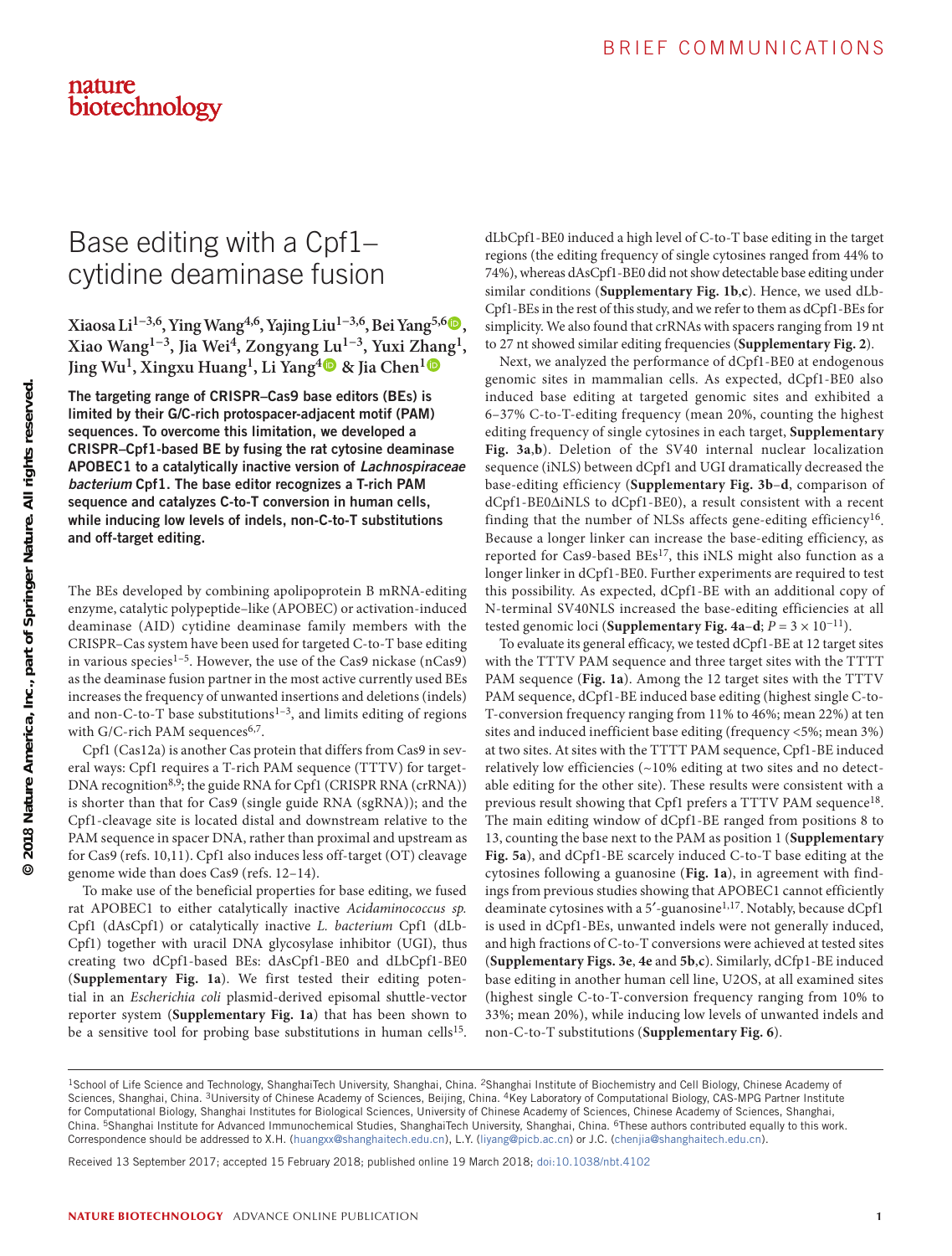# Base editing with a Cpf1–cytidine deaminase fusion

**Xiaosa Li[1–3,6], Ying Wang[4,6], Yajing Liu[1–3,6], Bei Yang[5,6], Xiao Wang[1–3], Jia Wei[4], Zongyang Lu[1–3], Yuxi Zhang[1], Jing Wu[1], Xingxu Huang[1], Li Yang[4] & Jia Chen[1]**

**The targeting range of CRISPR–Cas9 base editors (BEs) is limited by their G/C-rich protospacer-adjacent motif (PAM) sequences. To overcome this limitation, we developed a CRISPR–Cpf1-based BE by fusing the rat cytosine deaminase APOBEC1 to a catalytically inactive version of *Lachnospiraceae bacterium* Cpf1. The base editor recognizes a T-rich PAM sequence and catalyzes C-to-T conversion in human cells, while inducing low levels of indels, non-C-to-T substitutions and off-target editing.**

The BEs developed by combining apolipoprotein B mRNA-editing enzyme, catalytic polypeptide–like (APOBEC) or activation-induced deaminase (AID) cytidine deaminase family members with the CRISPR–Cas system have been used for targeted C-to-T base editing in various species[1–5]. However, the use of the Cas9 nickase (nCas9) as the deaminase fusion partner in the most active currently used BEs increases the frequency of unwanted insertions and deletions (indels) and non-C-to-T base substitutions[1–3], and limits editing of regions with G/C-rich PAM sequences[6,7].

Cpf1 (Cas12a) is another Cas protein that differs from Cas9 in several ways: Cpf1 requires a T-rich PAM sequence (TTTV) for target-DNA recognition[8,9]; the guide RNA for Cpf1 (CRISPR RNA (crRNA)) is shorter than that for Cas9 (single guide RNA (sgRNA)); and the Cpf1-cleavage site is located distal and downstream relative to the PAM sequence in spacer DNA, rather than proximal and upstream as for Cas9 (refs. 10,11). Cpf1 also induces less off-target (OT) cleavage genome wide than does Cas9 (refs. 12–14).

To make use of the beneficial properties for base editing, we fused rat APOBEC1 to either catalytically inactive *Acidaminococcus sp.* Cpf1 (dAsCpf1) or catalytically inactive *L. bacterium* Cpf1 (dLbCpf1) together with uracil DNA glycosylase inhibitor (UGI), thus creating two dCpf1-based BEs: dAsCpf1-BE0 and dLbCpf1-BE0 (**Supplementary Fig. 1a**). We first tested their editing potential in an *Escherichia coli* plasmid-derived episomal shuttle-vector reporter system (**Supplementary Fig. 1a**) that has been shown to be a sensitive tool for probing base substitutions in human cells[15]. dLbCpf1-BE0 induced a high level of C-to-T base editing in the target regions (the editing frequency of single cytosines ranged from 44% to 74%), whereas dAsCpf1-BE0 did not show detectable base editing under similar conditions (**Supplementary Fig. 1b**,**c**). Hence, we used dLbCpf1-BEs in the rest of this study, and we refer to them as dCpf1-BEs for simplicity. We also found that crRNAs with spacers ranging from 19 nt to 27 nt showed similar editing frequencies (**Supplementary Fig. 2**).

Next, we analyzed the performance of dCpf1-BE0 at endogenous genomic sites in mammalian cells. As expected, dCpf1-BE0 also induced base editing at targeted genomic sites and exhibited a 6–37% C-to-T-editing frequency (mean 20%, counting the highest editing frequency of single cytosines in each target, **Supplementary Fig. 3a**,**b**). Deletion of the SV40 internal nuclear localization sequence (iNLS) between dCpf1 and UGI dramatically decreased the base-editing efficiency (**Supplementary Fig. 3b**–**d**, comparison of dCpf1-BE0ΔiNLS to dCpf1-BE0), a result consistent with a recent finding that the number of NLSs affects gene-editing efficiency[16]. Because a longer linker can increase the base-editing efficiency, as reported for Cas9-based BEs[17], this iNLS might also function as a longer linker in dCpf1-BE0. Further experiments are required to test this possibility. As expected, dCpf1-BE with an additional copy of N-terminal SV40NLS increased the base-editing efficiencies at all tested genomic loci (**Supplementary Fig. 4a**–**d**; $P = 3 \times 10^{-11}$).

To evaluate its general efficacy, we tested dCpf1-BE at 12 target sites with the TTTV PAM sequence and three target sites with the TTTT PAM sequence (**Fig. 1a**). Among the 12 target sites with the TTTV PAM sequence, dCpf1-BE induced base editing (highest single C-to-T-conversion frequency ranging from 11% to 46%; mean 22%) at ten sites and induced inefficient base editing (frequency <5%; mean 3%) at two sites. At sites with the TTTT PAM sequence, Cpf1-BE induced relatively low efficiencies (~10% editing at two sites and no detectable editing for the other site). These results were consistent with a previous result showing that Cpf1 prefers a TTTV PAM sequence[18]. The main editing window of dCpf1-BE ranged from positions 8 to 13, counting the base next to the PAM as position 1 (**Supplementary Fig. 5a**), and dCpf1-BE scarcely induced C-to-T base editing at the cytosines following a guanosine (**Fig. 1a**), in agreement with findings from previous studies showing that APOBEC1 cannot efficiently deaminate cytosines with a 5′-guanosine[1,17]. Notably, because dCpf1 is used in dCpf1-BEs, unwanted indels were not generally induced, and high fractions of C-to-T conversions were achieved at tested sites (**Supplementary Figs. 3e**, **4e** and **5b**,**c**). Similarly, dCfp1-BE induced base editing in another human cell line, U2OS, at all examined sites (highest single C-to-T-conversion frequency ranging from 10% to 33%; mean 20%), while inducing low levels of unwanted indels and non-C-to-T substitutions (**Supplementary Fig. 6**).

[1]School of Life Science and Technology, ShanghaiTech University, Shanghai, China. [2]Shanghai Institute of Biochemistry and Cell Biology, Chinese Academy of Sciences, Shanghai, China. [3]University of Chinese Academy of Sciences, Beijing, China. [4]Key Laboratory of Computational Biology, CAS-MPG Partner Institute for Computational Biology, Shanghai Institutes for Biological Sciences, University of Chinese Academy of Sciences, Chinese Academy of Sciences, Shanghai, China. [5]Shanghai Institute for Advanced Immunochemical Studies, ShanghaiTech University, Shanghai, China. [6]These authors contributed equally to this work. Correspondence should be addressed to X.H. (huangxx@shanghaitech.edu.cn), L.Y. (liyang@picb.ac.cn) or J.C. (chenjia@shanghaitech.edu.cn).

Received 13 September 2017; accepted 15 February 2018; published online 19 March 2018; doi:10.1038/nbt.4102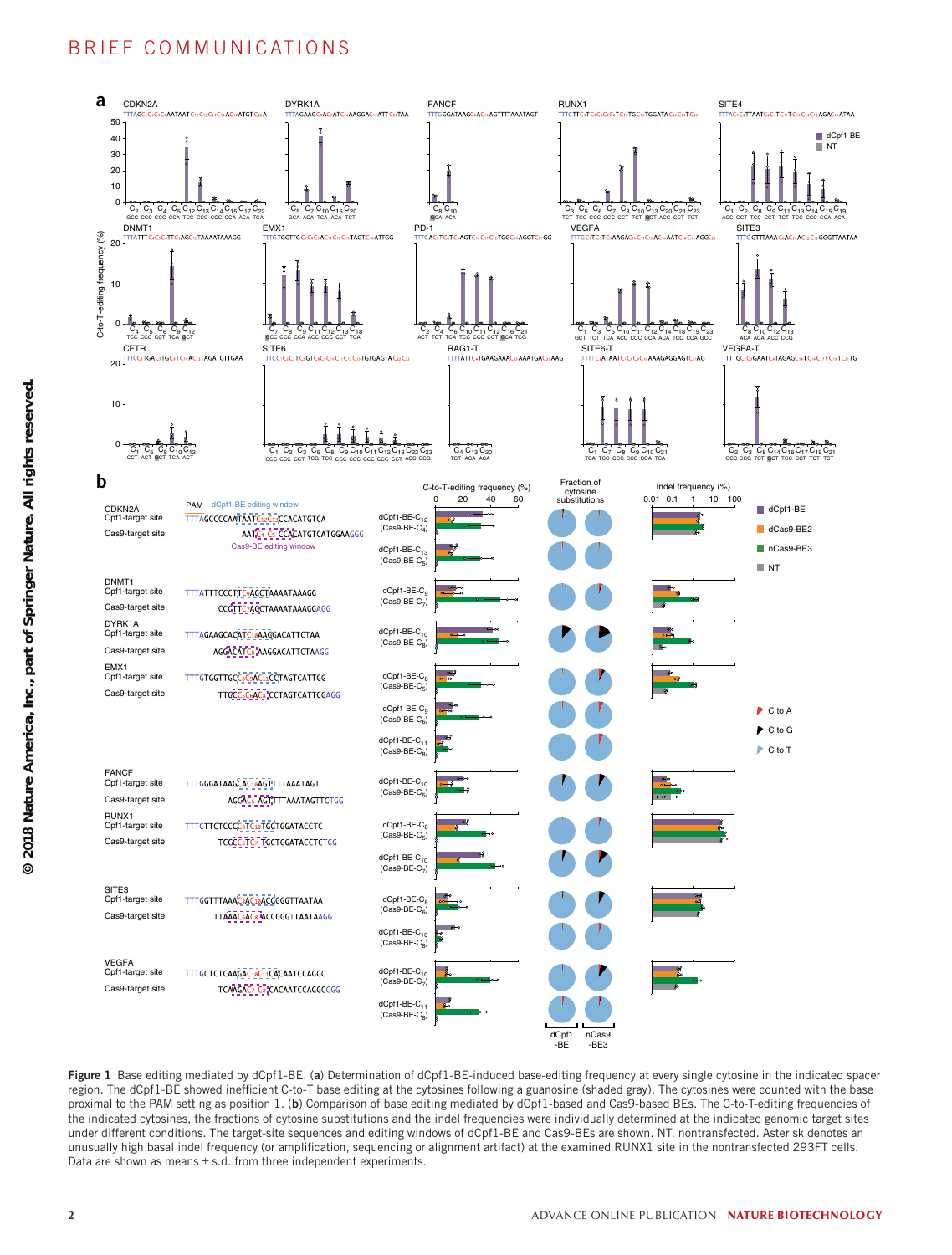Figure 1 Base editing mediated by dCpf1-BE. (a) Determination of dCpf1-BE-induced base-editing frequency at every single cytosine in the indicated spacer region. The dCpf1-BE showed inefficient C-to-T base editing at the cytosines following a guanosine (shaded gray). The cytosines were counted with the base proximal to the PAM setting as position 1. (b) Comparison of base editing mediated by dCpf1-based and Cas9-based BEs. The C-to-T-editing frequencies of the indicated cytosines, the fractions of cytosine substitutions and the indel frequencies were individually determined at the indicated genomic target sites under different conditions. The target-site sequences and editing windows of dCpf1-BE and Cas9-based BEs are shown. NT, nontransfected. Asterisk denotes an unusually high basal indel frequency (or amplification, sequencing or alignment artifact) at the examined RUNX1 site in the nontransfected 293FT cells. Data are shown as means ± s.d. from three independent experiments.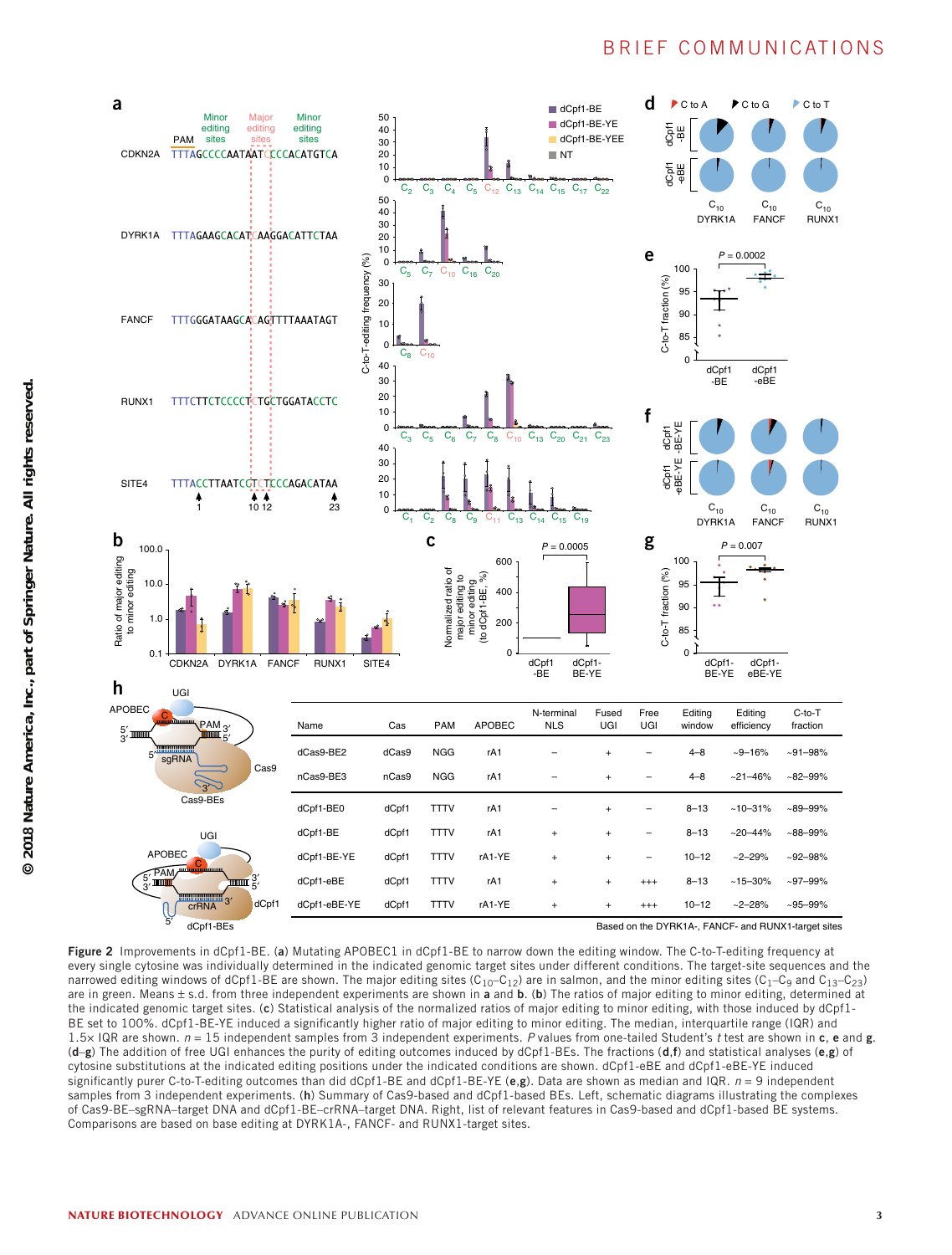a

PAM | Minor editing sites | Major editing sites | Minor editing sites

CDKN2A TTTAGCCCCAATAATCCCCACATGTCA

DYRK1A TTTAGAAGCACATCAAGGACATTCTAA

FANCF TTTGGGATAAGCAAGTTTAAATAGT

RUNX1 TTTCTTCTCCCCTCTGCTGGATACCTC

SITE4 TTTACCTTAATCGTCTCCCAGACATAA

1 10 12 23

C-to-T-editing frequency (%)

dCpf1-BE
dCpf1-BE-YE
dCpf1-BE-YEE
NT

$C_2$ $C_3$ $C_4$ $C_5$ $C_{12}$ $C_{13}$ $C_{14}$ $C_{15}$ $C_{17}$ $C_{22}$

$C_5$ $C_7$ $C_{10}$ $C_{16}$ $C_{20}$

$C_8$ $C_{10}$

$C_3$ $C_5$ $C_6$ $C_7$ $C_8$ $C_{10}$ $C_{13}$ $C_{20}$ $C_{21}$ $C_{23}$

$C_1$ $C_2$ $C_8$ $C_9$ $C_{11}$ $C_{13}$ $C_{14}$ $C_{15}$ $C_{19}$

b

Ratio of major editing to minor editing

100.0
10.0
1.0
0.1

CDKN2A DYRK1A FANCF RUNX1 SITE4

c

Normalized ratio of major editing to minor editing (to dCpf1-BE, %)

P = 0.0005

600
400
200
0

dCpf1-BE dCpf1-BE-YE

d

C to A C to G C to T

dCpf1-BE
dCpf1-eBE

$C_{10}$ DYRK1A $C_{10}$ FANCF $C_{10}$ RUNX1

e

C-to-T fraction (%)

P = 0.0002

100
95
90
85
0

dCpf1-BE dCpf1-eBE

f

dCpf1-BE-YE
dCpf1-eBE-YE

$C_{10}$ DYRK1A $C_{10}$ FANCF $C_{10}$ RUNX1

g

C-to-T fraction (%)

P = 0.007

100
95
90
85
0

dCpf1-BE-YE dCpf1-eBE-YE

h

UGI
APOBEC
PAM
sgRNA
Cas9
Cas9-BEs

UGI
APOBEC
PAM
crRNA
dCpf1
dCpf1-BEs

| Name | Cas | PAM | APOBEC | N-terminal NLS | Fused UGI | Free UGI | Editing window | Editing efficiency | C-to-T fraction |
|---|---|---|---|---|---|---|---|---|---|
| dCas9-BE2 | dCas9 | NGG | rA1 | – | + | – | 4–8 | ~9–16% | ~91–98% |
| nCas9-BE3 | nCas9 | NGG | rA1 | – | + | – | 4–8 | ~21–46% | ~82–99% |
| dCpf1-BE0 | dCpf1 | TTTV | rA1 | – | + | – | 8–13 | ~10–31% | ~89–99% |
| dCpf1-BE | dCpf1 | TTTV | rA1 | + | + | – | 8–13 | ~20–44% | ~88–99% |
| dCpf1-BE-YE | dCpf1 | TTTV | rA1-YE | + | + | – | 10–12 | ~2–29% | ~92–98% |
| dCpf1-eBE | dCpf1 | TTTV | rA1 | + | + | +++ | 8–13 | ~15–30% | ~97–99% |
| dCpf1-eBE-YE | dCpf1 | TTTV | rA1-YE | + | + | +++ | 10–12 | ~2–28% | ~95–99% |

Based on the DYRK1A-, FANCF- and RUNX1-target sites

**Figure 2** Improvements in dCpf1-BE. (**a**) Mutating APOBEC1 in dCpf1-BE to narrow down the editing window. The C-to-T-editing frequency at every single cytosine was individually determined in the indicated genomic target sites under different conditions. The target-site sequences and the narrowed editing windows of dCpf1-BE are shown. The major editing sites ($C_{10}$–$C_{12}$) are in salmon, and the minor editing sites ($C_1$–$C_9$ and $C_{13}$–$C_{23}$) are in green. Means ± s.d. from three independent experiments are shown in **a** and **b**. (**b**) The ratios of major editing to minor editing, determined at the indicated genomic target sites. (**c**) Statistical analysis of the normalized ratios of major editing to minor editing, with those induced by dCpf1-BE set to 100%. dCpf1-BE-YE induced a significantly higher ratio of major editing to minor editing. The median, interquartile range (IQR) and 1.5× IQR are shown. $n$ = 15 independent samples from 3 independent experiments. $P$ values from one-tailed Student's $t$ test are shown in **c**, **e** and **g**. (**d**–**g**) The addition of free UGI enhances the purity of editing outcomes induced by dCpf1-BEs. The fractions (**d**,**f**) and statistical analyses (**e**,**g**) of cytosine substitutions at the indicated editing positions under the indicated conditions are shown. dCpf1-eBE and dCpf1-eBE-YE induced significantly purer C-to-T-editing outcomes than did dCpf1-BE and dCpf1-BE-YE (**e**,**g**). Data are shown as median and IQR. $n$ = 9 independent samples from 3 independent experiments. (**h**) Summary of Cas9-based and dCpf1-based BEs. Left, schematic diagrams illustrating the complexes of Cas9-BE–sgRNA–target DNA and dCpf1-BE–crRNA–target DNA. Right, list of relevant features in Cas9-based and dCpf1-based BE systems. Comparisons are based on base editing at DYRK1A-, FANCF- and RUNX1-target sites.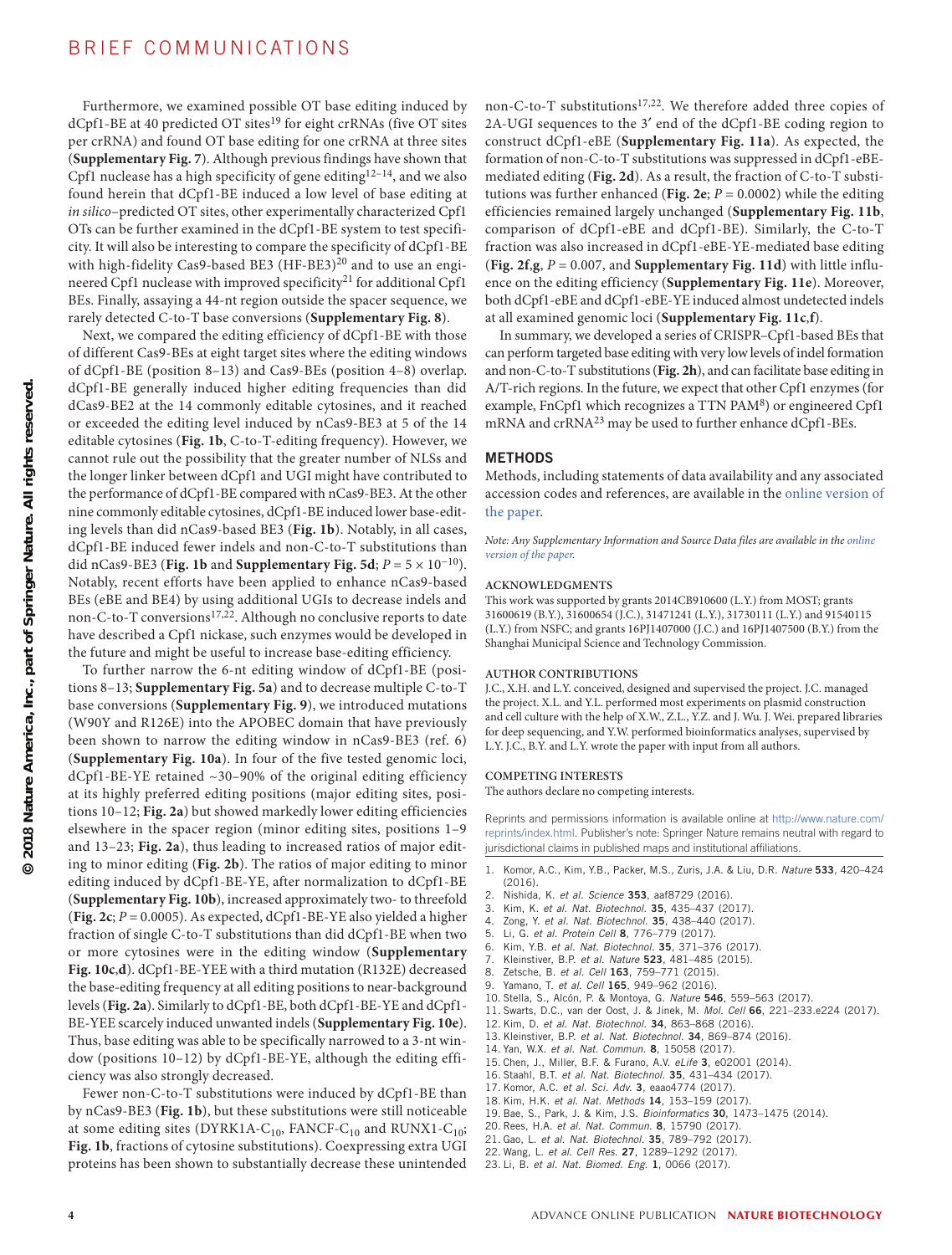Furthermore, we examined possible OT base editing induced by dCpf1-BE at 40 predicted OT sites[19] for eight crRNAs (five OT sites per crRNA) and found OT base editing for one crRNA at three sites (**Supplementary Fig. 7**). Although previous findings have shown that Cpf1 nuclease has a high specificity of gene editing[12–14], and we also found herein that dCpf1-BE induced a low level of base editing at *in silico*–predicted OT sites, other experimentally characterized Cpf1 OTs can be further examined in the dCpf1-BE system to test specificity. It will also be interesting to compare the specificity of dCpf1-BE with high-fidelity Cas9-based BE3 (HF-BE3)[20] and to use an engineered Cpf1 nuclease with improved specificity[21] for additional Cpf1 BEs. Finally, assaying a 44-nt region outside the spacer sequence, we rarely detected C-to-T base conversions (**Supplementary Fig. 8**).

Next, we compared the editing efficiency of dCpf1-BE with those of different Cas9-BEs at eight target sites where the editing windows of dCpf1-BE (position 8–13) and Cas9-BEs (position 4–8) overlap. dCpf1-BE generally induced higher editing frequencies than did dCas9-BE2 at the 14 commonly editable cytosines, and it reached or exceeded the editing level induced by nCas9-BE3 at 5 of the 14 editable cytosines (**Fig. 1b**, C-to-T-editing frequency). However, we cannot rule out the possibility that the greater number of NLSs and the longer linker between dCpf1 and UGI might have contributed to the performance of dCpf1-BE compared with nCas9-BE3. At the other nine commonly editable cytosines, dCpf1-BE induced lower base-editing levels than did nCas9-based BE3 (**Fig. 1b**). Notably, in all cases, dCpf1-BE induced fewer indels and non-C-to-T substitutions than did nCas9-BE3 (**Fig. 1b** and **Supplementary Fig. 5d**; $P = 5 \times 10^{-10}$). Notably, recent efforts have been applied to enhance nCas9-based BEs (eBE and BE4) by using additional UGIs to decrease indels and non-C-to-T conversions[17,22]. Although no conclusive reports to date have described a Cpf1 nickase, such enzymes would be developed in the future and might be useful to increase base-editing efficiency.

To further narrow the 6-nt editing window of dCpf1-BE (positions 8–13; **Supplementary Fig. 5a**) and to decrease multiple C-to-T base conversions (**Supplementary Fig. 9**), we introduced mutations (W90Y and R126E) into the APOBEC domain that have previously been shown to narrow the editing window in nCas9-BE3 (ref. 6) (**Supplementary Fig. 10a**). In four of the five tested genomic loci, dCpf1-BE-YE retained ~30–90% of the original editing efficiency at its highly preferred editing positions (major editing sites, positions 10–12; **Fig. 2a**) but showed markedly lower editing efficiencies elsewhere in the spacer region (minor editing sites, positions 1–9 and 13–23; **Fig. 2a**), thus leading to increased ratios of major editing to minor editing (**Fig. 2b**). The ratios of major editing to minor editing induced by dCpf1-BE-YE, after normalization to dCpf1-BE (**Supplementary Fig. 10b**), increased approximately two- to threefold (**Fig. 2c**; $P = 0.0005$). As expected, dCpf1-BE-YE also yielded a higher fraction of single C-to-T substitutions than did dCpf1-BE when two or more cytosines were in the editing window (**Supplementary Fig. 10c**,**d**). dCpf1-BE-YEE with a third mutation (R132E) decreased the base-editing frequency at all editing positions to near-background levels (**Fig. 2a**). Similarly to dCpf1-BE, both dCpf1-BE-YE and dCpf1-BE-YEE scarcely induced unwanted indels (**Supplementary Fig. 10e**). Thus, base editing was able to be specifically narrowed to a 3-nt window (positions 10–12) by dCpf1-BE-YE, although the editing efficiency was also strongly decreased.

Fewer non-C-to-T substitutions were induced by dCpf1-BE than by nCas9-BE3 (**Fig. 1b**), but these substitutions were still noticeable at some editing sites (DYRK1A-$C_{10}$, FANCF-$C_{10}$ and RUNX1-$C_{10}$; **Fig. 1b**, fractions of cytosine substitutions). Coexpressing extra UGI proteins has been shown to substantially decrease these unintended non-C-to-T substitutions[17,22]. We therefore added three copies of 2A-UGI sequences to the 3′ end of the dCpf1-BE coding region to construct dCpf1-eBE (**Supplementary Fig. 11a**). As expected, the formation of non-C-to-T substitutions was suppressed in dCpf1-eBE-mediated editing (**Fig. 2d**). As a result, the fraction of C-to-T substitutions was further enhanced (**Fig. 2e**; $P = 0.0002$) while the editing efficiencies remained largely unchanged (**Supplementary Fig. 11b**, comparison of dCpf1-eBE and dCpf1-BE). Similarly, the C-to-T fraction was also increased in dCpf1-eBE-YE-mediated base editing (**Fig. 2f**,**g**, $P = 0.007$, and **Supplementary Fig. 11d**) with little influence on the editing efficiency (**Supplementary Fig. 11e**). Moreover, both dCpf1-eBE and dCpf1-eBE-YE induced almost undetected indels at all examined genomic loci (**Supplementary Fig. 11c**,**f**).

In summary, we developed a series of CRISPR–Cpf1-based BEs that can perform targeted base editing with very low levels of indel formation and non-C-to-T substitutions (**Fig. 2h**), and can facilitate base editing in A/T-rich regions. In the future, we expect that other Cpf1 enzymes (for example, FnCpf1 which recognizes a TTN PAM[8]) or engineered Cpf1 mRNA and crRNA[23] may be used to further enhance dCpf1-BEs.

## METHODS

Methods, including statements of data availability and any associated accession codes and references, are available in the online version of the paper.

*Note: Any Supplementary Information and Source Data files are available in the online version of the paper.*

### ACKNOWLEDGMENTS

This work was supported by grants 2014CB910600 (L.Y.) from MOST; grants 31600619 (B.Y.), 31600654 (J.C.), 31471241 (L.Y.), 31730111 (L.Y.) and 91540115 (L.Y.) from NSFC; and grants 16PJ1407000 (J.C.) and 16PJ1407500 (B.Y.) from the Shanghai Municipal Science and Technology Commission.

### AUTHOR CONTRIBUTIONS

J.C., X.H. and L.Y. conceived, designed and supervised the project. J.C. managed the project. X.L. and Y.L. performed most experiments on plasmid construction and cell culture with the help of X.W., Z.L., Y.Z. and J. Wu. J. Wei. prepared libraries for deep sequencing, and Y.W. performed bioinformatics analyses, supervised by L.Y. J.C., B.Y. and L.Y. wrote the paper with input from all authors.

### COMPETING INTERESTS

The authors declare no competing interests.

Reprints and permissions information is available online at http://www.nature.com/reprints/index.html. Publisher's note: Springer Nature remains neutral with regard to jurisdictional claims in published maps and institutional affiliations.

1. Komor, A.C., Kim, Y.B., Packer, M.S., Zuris, J.A. & Liu, D.R. *Nature* **533**, 420–424 (2016).
2. Nishida, K. *et al. Science* **353**, aaf8729 (2016).
3. Kim, K. *et al. Nat. Biotechnol.* **35**, 435–437 (2017).
4. Zong, Y. *et al. Nat. Biotechnol.* **35**, 438–440 (2017).
5. Li, G. *et al. Protein Cell* **8**, 776–779 (2017).
6. Kim, Y.B. *et al. Nat. Biotechnol.* **35**, 371–376 (2017).
7. Kleinstiver, B.P. *et al. Nature* **523**, 481–485 (2015).
8. Zetsche, B. *et al. Cell* **163**, 759–771 (2015).
9. Yamano, T. *et al. Cell* **165**, 949–962 (2016).
10. Stella, S., Alcón, P. & Montoya, G. *Nature* **546**, 559–563 (2017).
11. Swarts, D.C., van der Oost, J. & Jinek, M. *Mol. Cell* **66**, 221–233.e224 (2017).
12. Kim, D. *et al. Nat. Biotechnol.* **34**, 863–868 (2016).
13. Kleinstiver, B.P. *et al. Nat. Biotechnol.* **34**, 869–874 (2016).
14. Yan, W.X. *et al. Nat. Commun.* **8**, 15058 (2017).
15. Chen, J., Miller, B.F. & Furano, A.V. *eLife* **3**, e02001 (2014).
16. Staahl, B.T. *et al. Nat. Biotechnol.* **35**, 431–434 (2017).
17. Komor, A.C. *et al. Sci. Adv.* **3**, eaao4774 (2017).
18. Kim, H.K. *et al. Nat. Methods* **14**, 153–159 (2017).
19. Bae, S., Park, J. & Kim, J.S. *Bioinformatics* **30**, 1473–1475 (2014).
20. Rees, H.A. *et al. Nat. Commun.* **8**, 15790 (2017).
21. Gao, L. *et al. Nat. Biotechnol.* **35**, 789–792 (2017).
22. Wang, L. *et al. Cell Res.* **27**, 1289–1292 (2017).
23. Li, B. *et al. Nat. Biomed. Eng.* **1**, 0066 (2017).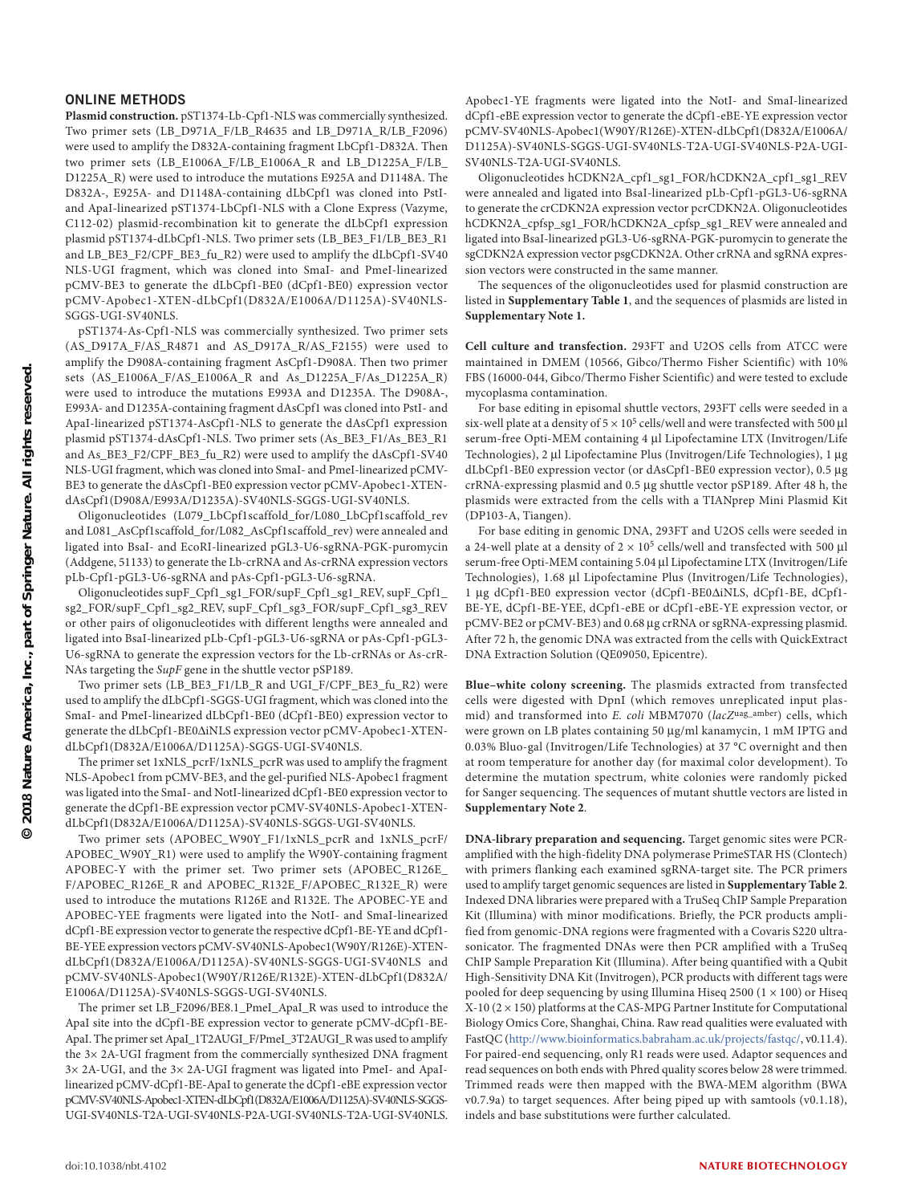## ONLINE METHODS

**Plasmid construction.** pST1374-Lb-Cpf1-NLS was commercially synthesized. Two primer sets (LB_D971A_F/LB_R4635 and LB_D971A_R/LB_F2096) were used to amplify the D832A-containing fragment LbCpf1-D832A. Then two primer sets (LB_E1006A_F/LB_E1006A_R and LB_D1225A_F/LB_D1225A_R) were used to introduce the mutations E925A and D1148A. The D832A-, E925A- and D1148A-containing dLbCpf1 was cloned into PstI- and ApaI-linearized pST1374-LbCpf1-NLS with a Clone Express (Vazyme, C112-02) plasmid-recombination kit to generate the dLbCpf1 expression plasmid pST1374-dLbCpf1-NLS. Two primer sets (LB_BE3_F1/LB_BE3_R1 and LB_BE3_F2/CPF_BE3_fu_R2) were used to amplify the dLbCpf1-SV40 NLS-UGI fragment, which was cloned into SmaI- and PmeI-linearized pCMV-BE3 to generate the dLbCpf1-BE0 (dCpf1-BE0) expression vector pCMV-Apobec1-XTEN-dLbCpf1(D832A/E1006A/D1125A)-SV40NLS-SGGS-UGI-SV40NLS.

pST1374-As-Cpf1-NLS was commercially synthesized. Two primer sets (AS_D917A_F/AS_R4871 and AS_D917A_R/AS_F2155) were used to amplify the D908A-containing fragment AsCpf1-D908A. Then two primer sets (AS_E1006A_F/AS_E1006A_R and As_D1225A_F/As_D1225A_R) were used to introduce the mutations E993A and D1235A. The D908A-, E993A- and D1235A-containing fragment dAsCpf1 was cloned into PstI- and ApaI-linearized pST1374-AsCpf1-NLS to generate the dAsCpf1 expression plasmid pST1374-dAsCpf1-NLS. Two primer sets (As_BE3_F1/As_BE3_R1 and As_BE3_F2/CPF_BE3_fu_R2) were used to amplify the dAsCpf1-SV40 NLS-UGI fragment, which was cloned into SmaI- and PmeI-linearized pCMV-BE3 to generate the dAsCpf1-BE0 expression vector pCMV-Apobec1-XTEN-dAsCpf1(D908A/E993A/D1235A)-SV40NLS-SGGS-UGI-SV40NLS.

Oligonucleotides (L079_LbCpf1scaffold_for/L080_LbCpf1scaffold_rev and L081_AsCpf1scaffold_for/L082_AsCpf1scaffold_rev) were annealed and ligated into BsaI- and EcoRI-linearized pGL3-U6-sgRNA-PGK-puromycin (Addgene, 51133) to generate the Lb-crRNA and As-crRNA expression vectors pLb-Cpf1-pGL3-U6-sgRNA and pAs-Cpf1-pGL3-U6-sgRNA.

Oligonucleotides supF_Cpf1_sg1_FOR/supF_Cpf1_sg1_REV, supF_Cpf1_sg2_FOR/supF_Cpf1_sg2_REV, supF_Cpf1_sg3_FOR/supF_Cpf1_sg3_REV or other pairs of oligonucleotides with different lengths were annealed and ligated into BsaI-linearized pLb-Cpf1-pGL3-U6-sgRNA or pAs-Cpf1-pGL3-U6-sgRNA to generate the expression vectors for the Lb-crRNAs or As-crRNAs targeting the *SupF* gene in the shuttle vector pSP189.

Two primer sets (LB_BE3_F1/LB_R and UGI_F/CPF_BE3_fu_R2) were used to amplify the dLbCpf1-SGGS-UGI fragment, which was cloned into the SmaI- and PmeI-linearized dLbCpf1-BE0 (dCpf1-BE0) expression vector to generate the dLbCpf1-BE0ΔiNLS expression vector pCMV-Apobec1-XTEN-dLbCpf1(D832A/E1006A/D1125A)-SGGS-UGI-SV40NLS.

The primer set 1xNLS_pcrF/1xNLS_pcrR was used to amplify the fragment NLS-Apobec1 from pCMV-BE3, and the gel-purified NLS-Apobec1 fragment was ligated into the SmaI- and NotI-linearized dCpf1-BE0 expression vector to generate the dCpf1-BE expression vector pCMV-SV40NLS-Apobec1-XTEN-dLbCpf1(D832A/E1006A/D1125A)-SV40NLS-SGGS-UGI-SV40NLS.

Two primer sets (APOBEC_W90Y_F1/1xNLS_pcrR and 1xNLS_pcrF/APOBEC_W90Y_R1) were used to amplify the W90Y-containing fragment APOBEC-Y with the primer set. Two primer sets (APOBEC_R126E_F/APOBEC_R126E_R and APOBEC_R132E_F/APOBEC_R132E_R) were used to introduce the mutations R126E and R132E. The APOBEC-YE and APOBEC-YEE fragments were ligated into the NotI- and SmaI-linearized dCpf1-BE expression vector to generate the respective dCpf1-BE-YE and dCpf1-BE-YEE expression vectors pCMV-SV40NLS-Apobec1(W90Y/R126E)-XTEN-dLbCpf1(D832A/E1006A/D1125A)-SV40NLS-SGGS-UGI-SV40NLS and pCMV-SV40NLS-Apobec1(W90Y/R126E/R132E)-XTEN-dLbCpf1(D832A/E1006A/D1125A)-SV40NLS-SGGS-UGI-SV40NLS.

The primer set LB_F2096/BE8.1_PmeI_ApaI_R was used to introduce the ApaI site into the dCpf1-BE expression vector to generate pCMV-dCpf1-BE-ApaI. The primer set ApaI_1T2AUGI_F/PmeI_3T2AUGI_R was used to amplify the 3× 2A-UGI fragment from the commercially synthesized DNA fragment 3× 2A-UGI, and the 3× 2A-UGI fragment was ligated into PmeI- and ApaI-linearized pCMV-dCpf1-BE-ApaI to generate the dCpf1-eBE expression vector pCMV-SV40NLS-Apobec1-XTEN-dLbCpf1(D832A/E1006A/D1125A)-SV40NLS-SGGS-UGI-SV40NLS-T2A-UGI-SV40NLS-P2A-UGI-SV40NLS-T2A-UGI-SV40NLS. Apobec1-YE fragments were ligated into the NotI- and SmaI-linearized dCpf1-eBE expression vector to generate the dCpf1-eBE-YE expression vector pCMV-SV40NLS-Apobec1(W90Y/R126E)-XTEN-dLbCpf1(D832A/E1006A/D1125A)-SV40NLS-SGGS-UGI-SV40NLS-T2A-UGI-SV40NLS-P2A-UGI-SV40NLS-T2A-UGI-SV40NLS.

Oligonucleotides hCDKN2A_cpf1_sg1_FOR/hCDKN2A_cpf1_sg1_REV were annealed and ligated into BsaI-linearized pLb-Cpf1-pGL3-U6-sgRNA to generate the crCDKN2A expression vector pcrCDKN2A. Oligonucleotides hCDKN2A_cpfsp_sg1_FOR/hCDKN2A_cpfsp_sg1_REV were annealed and ligated into BsaI-linearized pGL3-U6-sgRNA-PGK-puromycin to generate the sgCDKN2A expression vector psgCDKN2A. Other crRNA and sgRNA expression vectors were constructed in the same manner.

The sequences of the oligonucleotides used for plasmid construction are listed in **Supplementary Table 1**, and the sequences of plasmids are listed in **Supplementary Note 1.**

**Cell culture and transfection.** 293FT and U2OS cells from ATCC were maintained in DMEM (10566, Gibco/Thermo Fisher Scientific) with 10% FBS (16000-044, Gibco/Thermo Fisher Scientific) and were tested to exclude mycoplasma contamination.

For base editing in episomal shuttle vectors, 293FT cells were seeded in a six-well plate at a density of $5 \times 10^5$ cells/well and were transfected with 500 µl serum-free Opti-MEM containing 4 µl Lipofectamine LTX (Invitrogen/Life Technologies), 2 µl Lipofectamine Plus (Invitrogen/Life Technologies), 1 µg dLbCpf1-BE0 expression vector (or dAsCpf1-BE0 expression vector), 0.5 µg crRNA-expressing plasmid and 0.5 µg shuttle vector pSP189. After 48 h, the plasmids were extracted from the cells with a TIANprep Mini Plasmid Kit (DP103-A, Tiangen).

For base editing in genomic DNA, 293FT and U2OS cells were seeded in a 24-well plate at a density of $2 \times 10^5$ cells/well and transfected with 500 µl serum-free Opti-MEM containing 5.04 µl Lipofectamine LTX (Invitrogen/Life Technologies), 1.68 µl Lipofectamine Plus (Invitrogen/Life Technologies), 1 µg dCpf1-BE0 expression vector (dCpf1-BE0ΔiNLS, dCpf1-BE, dCpf1-BE-YE, dCpf1-BE-YEE, dCpf1-eBE or dCpf1-eBE-YE expression vector, or pCMV-BE2 or pCMV-BE3) and 0.68 µg crRNA or sgRNA-expressing plasmid. After 72 h, the genomic DNA was extracted from the cells with QuickExtract DNA Extraction Solution (QE09050, Epicentre).

**Blue–white colony screening.** The plasmids extracted from transfected cells were digested with DpnI (which removes unreplicated input plasmid) and transformed into *E. coli* MBM7070 (*lacZ*$^{\text{uag\_amber}}$) cells, which were grown on LB plates containing 50 µg/ml kanamycin, 1 mM IPTG and 0.03% Bluo-gal (Invitrogen/Life Technologies) at 37 °C overnight and then at room temperature for another day (for maximal color development). To determine the mutation spectrum, white colonies were randomly picked for Sanger sequencing. The sequences of mutant shuttle vectors are listed in **Supplementary Note 2**.

**DNA-library preparation and sequencing.** Target genomic sites were PCR-amplified with the high-fidelity DNA polymerase PrimeSTAR HS (Clontech) with primers flanking each examined sgRNA-target site. The PCR primers used to amplify target genomic sequences are listed in **Supplementary Table 2**. Indexed DNA libraries were prepared with a TruSeq ChIP Sample Preparation Kit (Illumina) with minor modifications. Briefly, the PCR products amplified from genomic-DNA regions were fragmented with a Covaris S220 ultrasonicator. The fragmented DNAs were then PCR amplified with a TruSeq ChIP Sample Preparation Kit (Illumina). After being quantified with a Qubit High-Sensitivity DNA Kit (Invitrogen), PCR products with different tags were pooled for deep sequencing by using Illumina Hiseq 2500 (1 × 100) or Hiseq X-10 (2 × 150) platforms at the CAS-MPG Partner Institute for Computational Biology Omics Core, Shanghai, China. Raw read qualities were evaluated with FastQC (http://www.bioinformatics.babraham.ac.uk/projects/fastqc/, v0.11.4). For paired-end sequencing, only R1 reads were used. Adaptor sequences and read sequences on both ends with Phred quality scores below 28 were trimmed. Trimmed reads were then mapped with the BWA-MEM algorithm (BWA v0.7.9a) to target sequences. After being piped up with samtools (v0.1.18), indels and base substitutions were further calculated.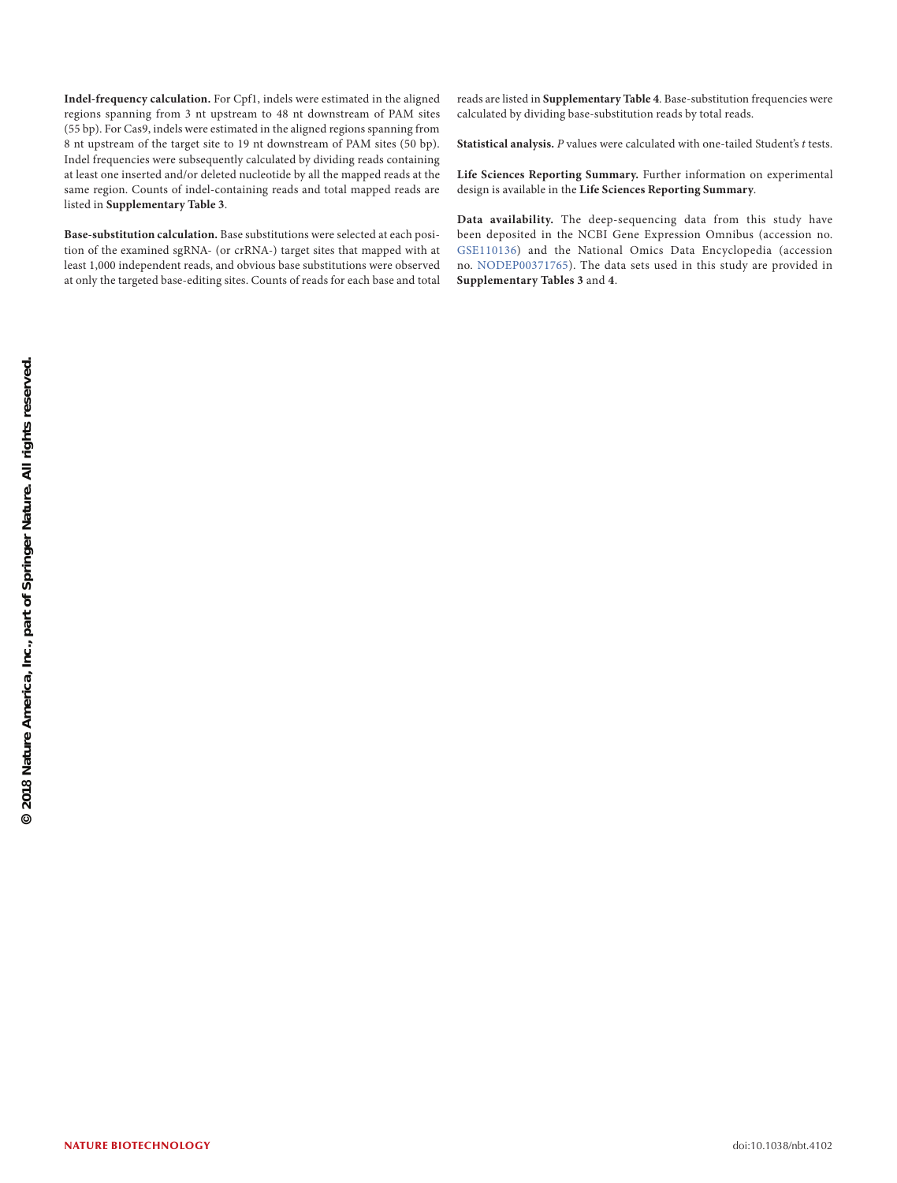**Indel-frequency calculation.** For Cpf1, indels were estimated in the aligned regions spanning from 3 nt upstream to 48 nt downstream of PAM sites (55 bp). For Cas9, indels were estimated in the aligned regions spanning from 8 nt upstream of the target site to 19 nt downstream of PAM sites (50 bp). Indel frequencies were subsequently calculated by dividing reads containing at least one inserted and/or deleted nucleotide by all the mapped reads at the same region. Counts of indel-containing reads and total mapped reads are listed in **Supplementary Table 3**.

**Base-substitution calculation.** Base substitutions were selected at each position of the examined sgRNA- (or crRNA-) target sites that mapped with at least 1,000 independent reads, and obvious base substitutions were observed at only the targeted base-editing sites. Counts of reads for each base and total reads are listed in **Supplementary Table 4**. Base-substitution frequencies were calculated by dividing base-substitution reads by total reads.

**Statistical analysis.** *P* values were calculated with one-tailed Student's *t* tests.

**Life Sciences Reporting Summary.** Further information on experimental design is available in the **Life Sciences Reporting Summary**.

**Data availability.** The deep-sequencing data from this study have been deposited in the NCBI Gene Expression Omnibus (accession no. GSE110136) and the National Omics Data Encyclopedia (accession no. NODEP00371765). The data sets used in this study are provided in **Supplementary Tables 3** and **4**.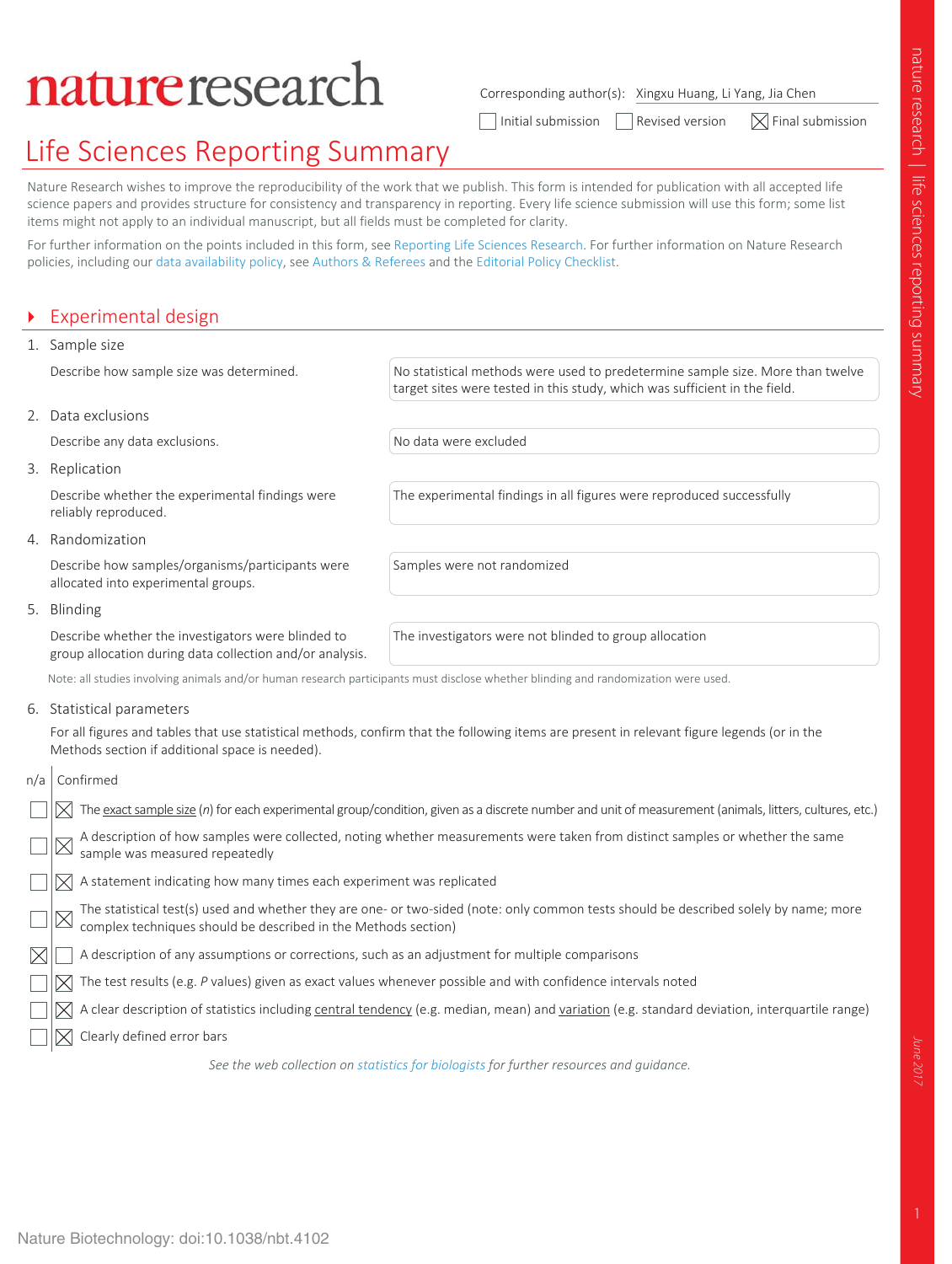# nature research

Corresponding author(s): Xingxu Huang, Li Yang, Jia Chen

☐ Initial submission ☐ Revised version ☒ Final submission

## Life Sciences Reporting Summary

Nature Research wishes to improve the reproducibility of the work that we publish. This form is intended for publication with all accepted life science papers and provides structure for consistency and transparency in reporting. Every life science submission will use this form; some list items might not apply to an individual manuscript, but all fields must be completed for clarity.

For further information on the points included in this form, see Reporting Life Sciences Research. For further information on Nature Research policies, including our data availability policy, see Authors & Referees and the Editorial Policy Checklist.

### ▸ Experimental design

1. Sample size

   Describe how sample size was determined.

   No statistical methods were used to predetermine sample size. More than twelve target sites were tested in this study, which was sufficient in the field.

2. Data exclusions

   Describe any data exclusions.

   No data were excluded

3. Replication

   Describe whether the experimental findings were reliably reproduced.

   The experimental findings in all figures were reproduced successfully

4. Randomization

   Describe how samples/organisms/participants were allocated into experimental groups.

   Samples were not randomized

5. Blinding

   Describe whether the investigators were blinded to group allocation during data collection and/or analysis.

   The investigators were not blinded to group allocation

Note: all studies involving animals and/or human research participants must disclose whether blinding and randomization were used.

6. Statistical parameters

   For all figures and tables that use statistical methods, confirm that the following items are present in relevant figure legends (or in the Methods section if additional space is needed).

| n/a | Confirmed | |
|---|---|---|
| ☐ | ☒ | The exact sample size (*n*) for each experimental group/condition, given as a discrete number and unit of measurement (animals, litters, cultures, etc.) |
| ☐ | ☒ | A description of how samples were collected, noting whether measurements were taken from distinct samples or whether the same sample was measured repeatedly |
| ☐ | ☒ | A statement indicating how many times each experiment was replicated |
| ☐ | ☒ | The statistical test(s) used and whether they are one- or two-sided (note: only common tests should be described solely by name; more complex techniques should be described in the Methods section) |
| ☒ | ☐ | A description of any assumptions or corrections, such as an adjustment for multiple comparisons |
| ☐ | ☒ | The test results (e.g. *P* values) given as exact values whenever possible and with confidence intervals noted |
| ☐ | ☒ | A clear description of statistics including central tendency (e.g. median, mean) and variation (e.g. standard deviation, interquartile range) |
| ☐ | ☒ | Clearly defined error bars |

*See the web collection on statistics for biologists for further resources and guidance.*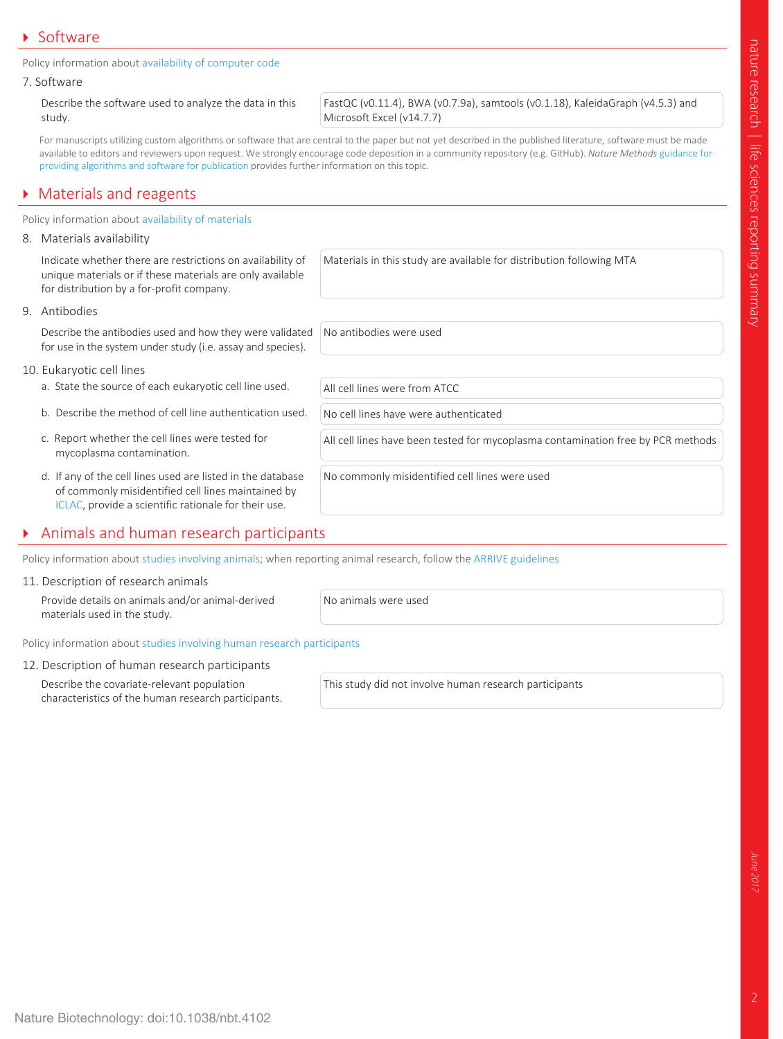## ▸ Software

Policy information about availability of computer code

7. Software

| | |
|---|---|
| Describe the software used to analyze the data in this study. | FastQC (v0.11.4), BWA (v0.7.9a), samtools (v0.1.18), KaleidaGraph (v4.5.3) and Microsoft Excel (v14.7.7) |

For manuscripts utilizing custom algorithms or software that are central to the paper but not yet described in the published literature, software must be made available to editors and reviewers upon request. We strongly encourage code deposition in a community repository (e.g. GitHub). *Nature Methods* guidance for providing algorithms and software for publication provides further information on this topic.

## ▸ Materials and reagents

Policy information about availability of materials

8. Materials availability

| | |
|---|---|
| Indicate whether there are restrictions on availability of unique materials or if these materials are only available for distribution by a for-profit company. | Materials in this study are available for distribution following MTA |

9. Antibodies

| | |
|---|---|
| Describe the antibodies used and how they were validated for use in the system under study (i.e. assay and species). | No antibodies were used |

10. Eukaryotic cell lines

| | |
|---|---|
| a. State the source of each eukaryotic cell line used. | All cell lines were from ATCC |
| b. Describe the method of cell line authentication used. | No cell lines have were authenticated |
| c. Report whether the cell lines were tested for mycoplasma contamination. | All cell lines have been tested for mycoplasma contamination free by PCR methods |
| d. If any of the cell lines used are listed in the database of commonly misidentified cell lines maintained by ICLAC, provide a scientific rationale for their use. | No commonly misidentified cell lines were used |

## ▸ Animals and human research participants

Policy information about studies involving animals; when reporting animal research, follow the ARRIVE guidelines

11. Description of research animals

| | |
|---|---|
| Provide details on animals and/or animal-derived materials used in the study. | No animals were used |

Policy information about studies involving human research participants

12. Description of human research participants

| | |
|---|---|
| Describe the covariate-relevant population characteristics of the human research participants. | This study did not involve human research participants |

Nature Biotechnology: doi:10.1038/nbt.4102